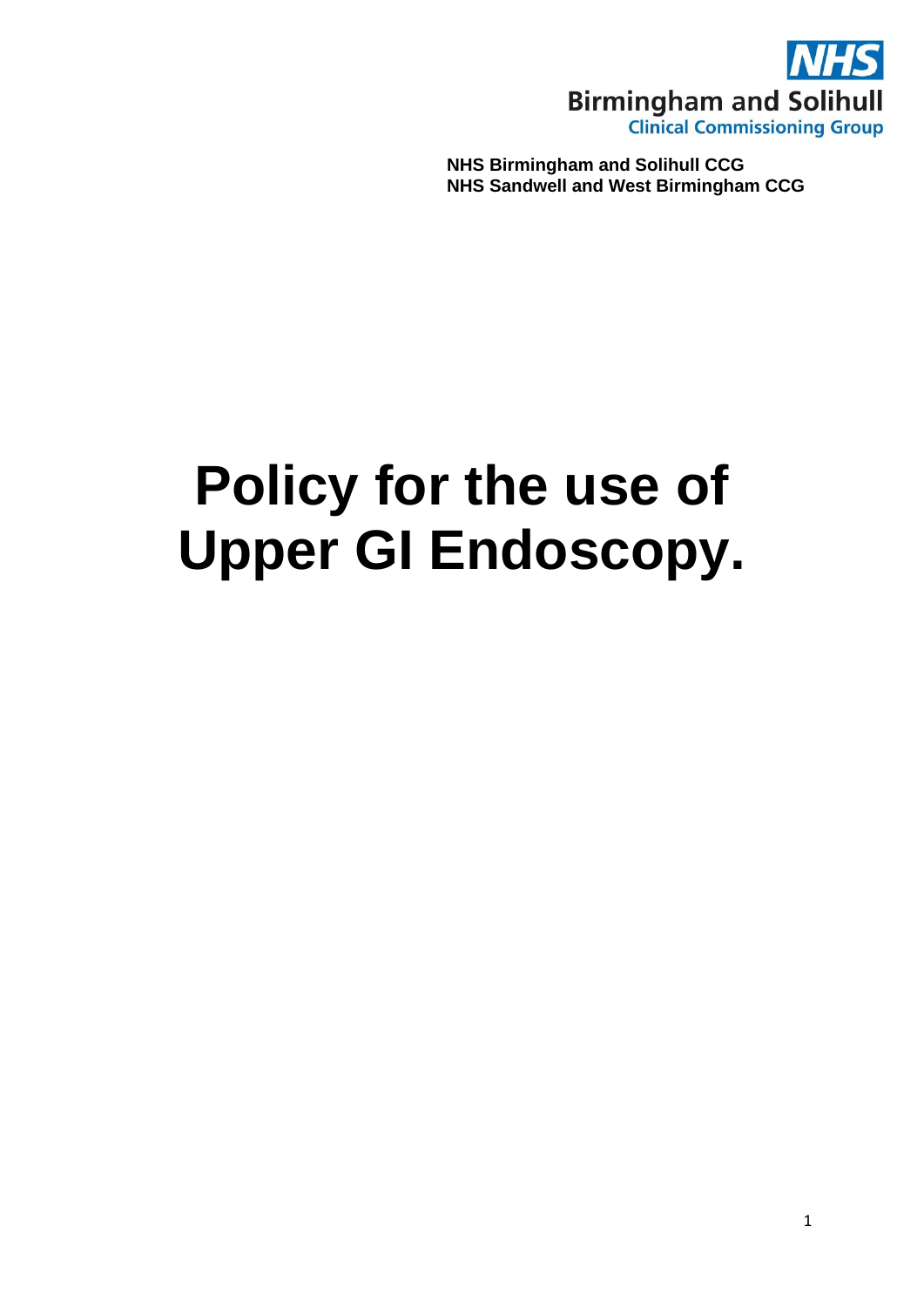NHS Birmingham and Solihull Clinical Commissioning Group

**NHS Birmingham and Solihull CCG**
**NHS Sandwell and West Birmingham CCG**

# Policy for the use of Upper GI Endoscopy.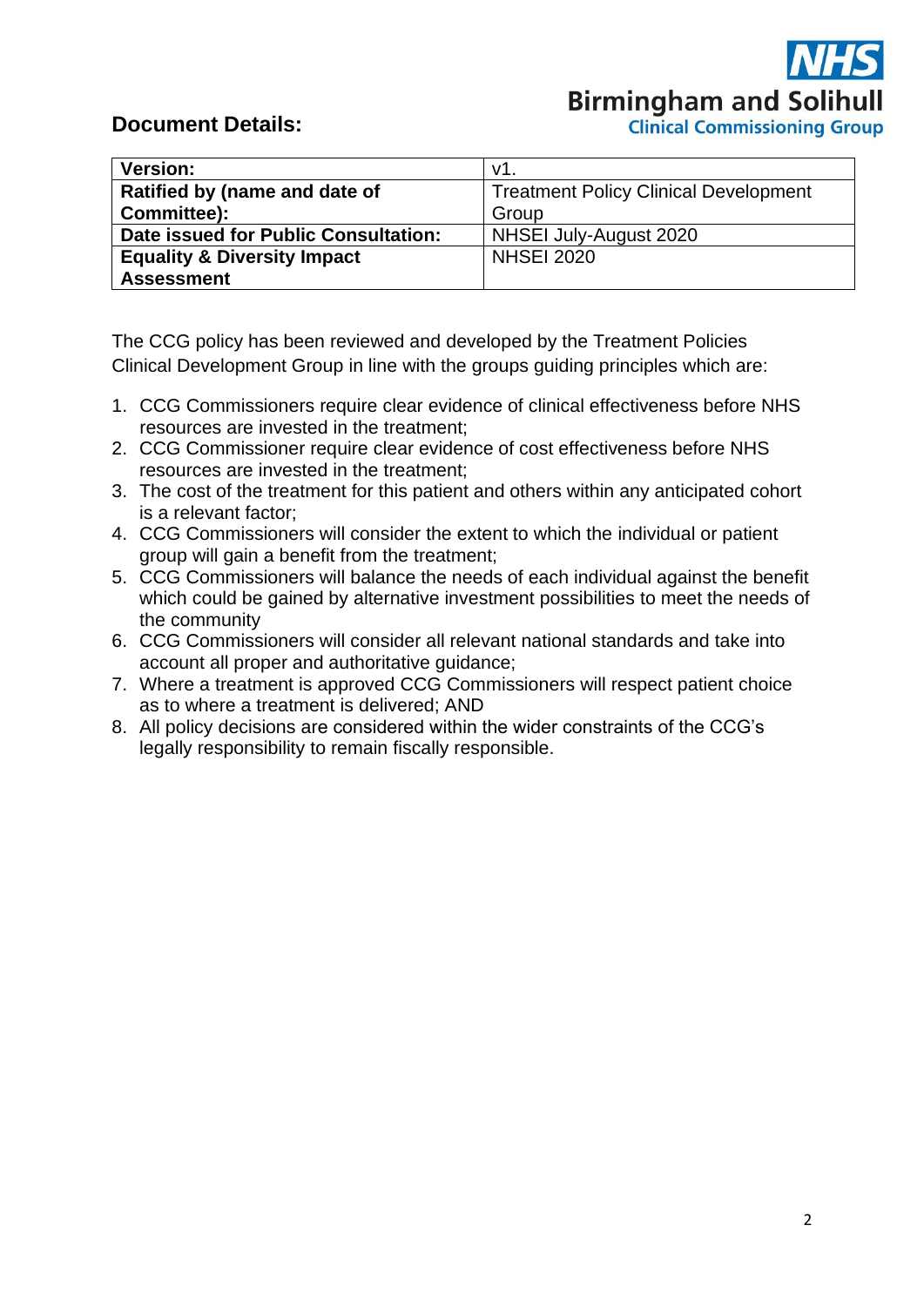## Document Details:

| Version: | v1. |
|---|---|
| **Ratified by (name and date of Committee):** | Treatment Policy Clinical Development Group |
| **Date issued for Public Consultation:** | NHSEI July-August 2020 |
| **Equality & Diversity Impact Assessment** | NHSEI 2020 |

The CCG policy has been reviewed and developed by the Treatment Policies Clinical Development Group in line with the groups guiding principles which are:

1. CCG Commissioners require clear evidence of clinical effectiveness before NHS resources are invested in the treatment;
2. CCG Commissioner require clear evidence of cost effectiveness before NHS resources are invested in the treatment;
3. The cost of the treatment for this patient and others within any anticipated cohort is a relevant factor;
4. CCG Commissioners will consider the extent to which the individual or patient group will gain a benefit from the treatment;
5. CCG Commissioners will balance the needs of each individual against the benefit which could be gained by alternative investment possibilities to meet the needs of the community
6. CCG Commissioners will consider all relevant national standards and take into account all proper and authoritative guidance;
7. Where a treatment is approved CCG Commissioners will respect patient choice as to where a treatment is delivered; AND
8. All policy decisions are considered within the wider constraints of the CCG's legally responsibility to remain fiscally responsible.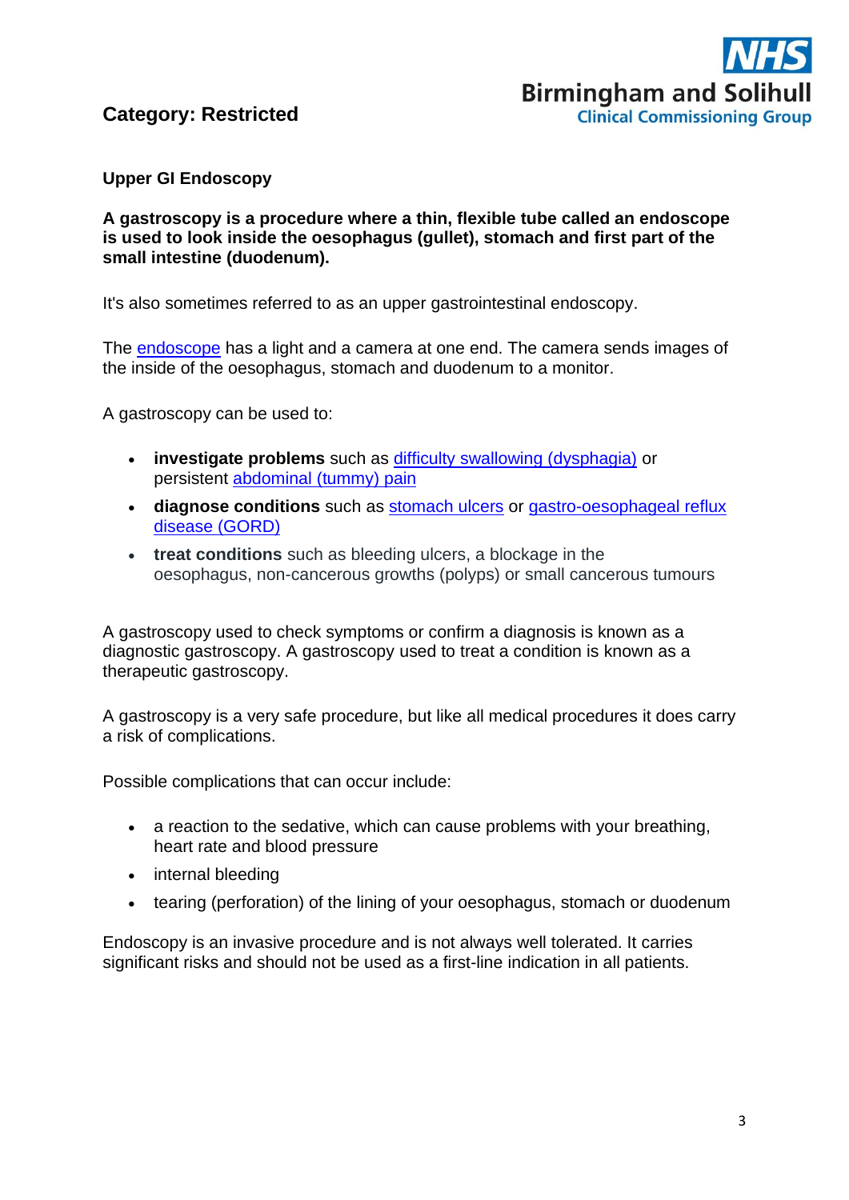**Category: Restricted**

**Upper GI Endoscopy**

**A gastroscopy is a procedure where a thin, flexible tube called an endoscope is used to look inside the oesophagus (gullet), stomach and first part of the small intestine (duodenum).**

It's also sometimes referred to as an upper gastrointestinal endoscopy.

The endoscope has a light and a camera at one end. The camera sends images of the inside of the oesophagus, stomach and duodenum to a monitor.

A gastroscopy can be used to:

- **investigate problems** such as difficulty swallowing (dysphagia) or persistent abdominal (tummy) pain
- **diagnose conditions** such as stomach ulcers or gastro-oesophageal reflux disease (GORD)
- **treat conditions** such as bleeding ulcers, a blockage in the oesophagus, non-cancerous growths (polyps) or small cancerous tumours

A gastroscopy used to check symptoms or confirm a diagnosis is known as a diagnostic gastroscopy. A gastroscopy used to treat a condition is known as a therapeutic gastroscopy.

A gastroscopy is a very safe procedure, but like all medical procedures it does carry a risk of complications.

Possible complications that can occur include:

- a reaction to the sedative, which can cause problems with your breathing, heart rate and blood pressure
- internal bleeding
- tearing (perforation) of the lining of your oesophagus, stomach or duodenum

Endoscopy is an invasive procedure and is not always well tolerated. It carries significant risks and should not be used as a first-line indication in all patients.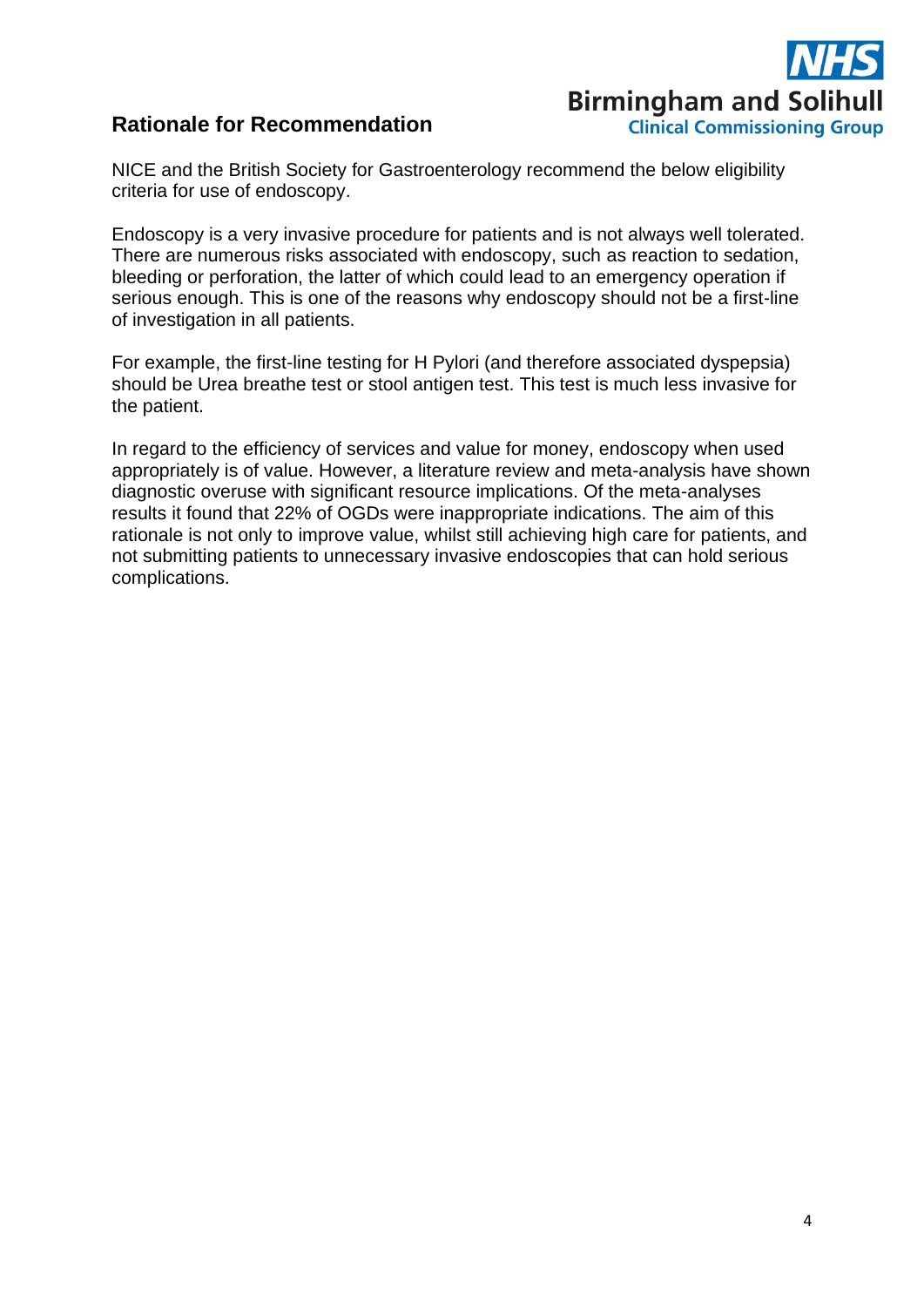## Rationale for Recommendation

NICE and the British Society for Gastroenterology recommend the below eligibility criteria for use of endoscopy.

Endoscopy is a very invasive procedure for patients and is not always well tolerated. There are numerous risks associated with endoscopy, such as reaction to sedation, bleeding or perforation, the latter of which could lead to an emergency operation if serious enough. This is one of the reasons why endoscopy should not be a first-line of investigation in all patients.

For example, the first-line testing for H Pylori (and therefore associated dyspepsia) should be Urea breathe test or stool antigen test. This test is much less invasive for the patient.

In regard to the efficiency of services and value for money, endoscopy when used appropriately is of value. However, a literature review and meta-analysis have shown diagnostic overuse with significant resource implications. Of the meta-analyses results it found that 22% of OGDs were inappropriate indications. The aim of this rationale is not only to improve value, whilst still achieving high care for patients, and not submitting patients to unnecessary invasive endoscopies that can hold serious complications.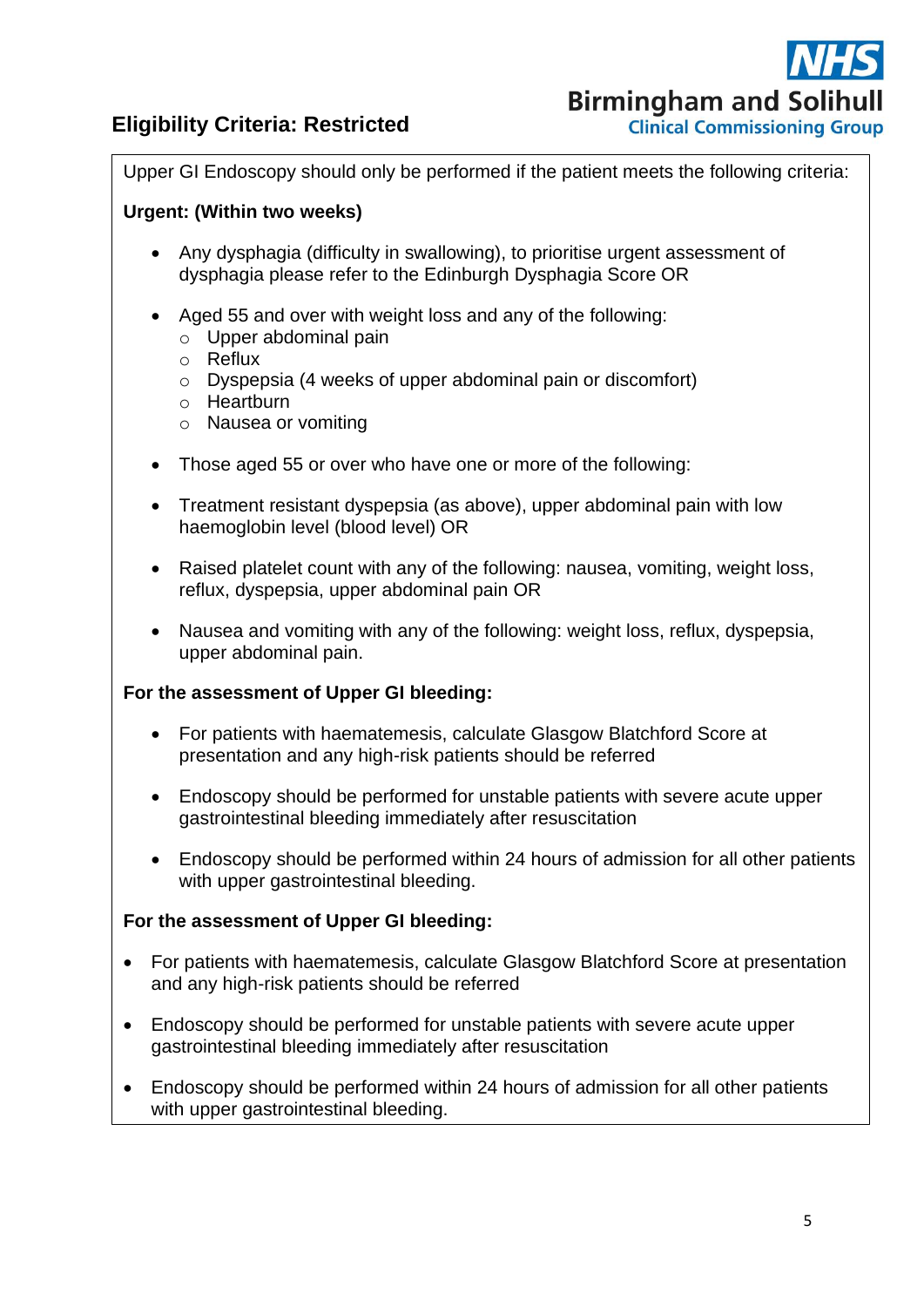## Eligibility Criteria: Restricted

Upper GI Endoscopy should only be performed if the patient meets the following criteria:

**Urgent: (Within two weeks)**

- Any dysphagia (difficulty in swallowing), to prioritise urgent assessment of dysphagia please refer to the Edinburgh Dysphagia Score OR
- Aged 55 and over with weight loss and any of the following:
  - Upper abdominal pain
  - Reflux
  - Dyspepsia (4 weeks of upper abdominal pain or discomfort)
  - Heartburn
  - Nausea or vomiting
- Those aged 55 or over who have one or more of the following:
- Treatment resistant dyspepsia (as above), upper abdominal pain with low haemoglobin level (blood level) OR
- Raised platelet count with any of the following: nausea, vomiting, weight loss, reflux, dyspepsia, upper abdominal pain OR
- Nausea and vomiting with any of the following: weight loss, reflux, dyspepsia, upper abdominal pain.

**For the assessment of Upper GI bleeding:**

- For patients with haematemesis, calculate Glasgow Blatchford Score at presentation and any high-risk patients should be referred
- Endoscopy should be performed for unstable patients with severe acute upper gastrointestinal bleeding immediately after resuscitation
- Endoscopy should be performed within 24 hours of admission for all other patients with upper gastrointestinal bleeding.

**For the assessment of Upper GI bleeding:**

- For patients with haematemesis, calculate Glasgow Blatchford Score at presentation and any high-risk patients should be referred
- Endoscopy should be performed for unstable patients with severe acute upper gastrointestinal bleeding immediately after resuscitation
- Endoscopy should be performed within 24 hours of admission for all other patients with upper gastrointestinal bleeding.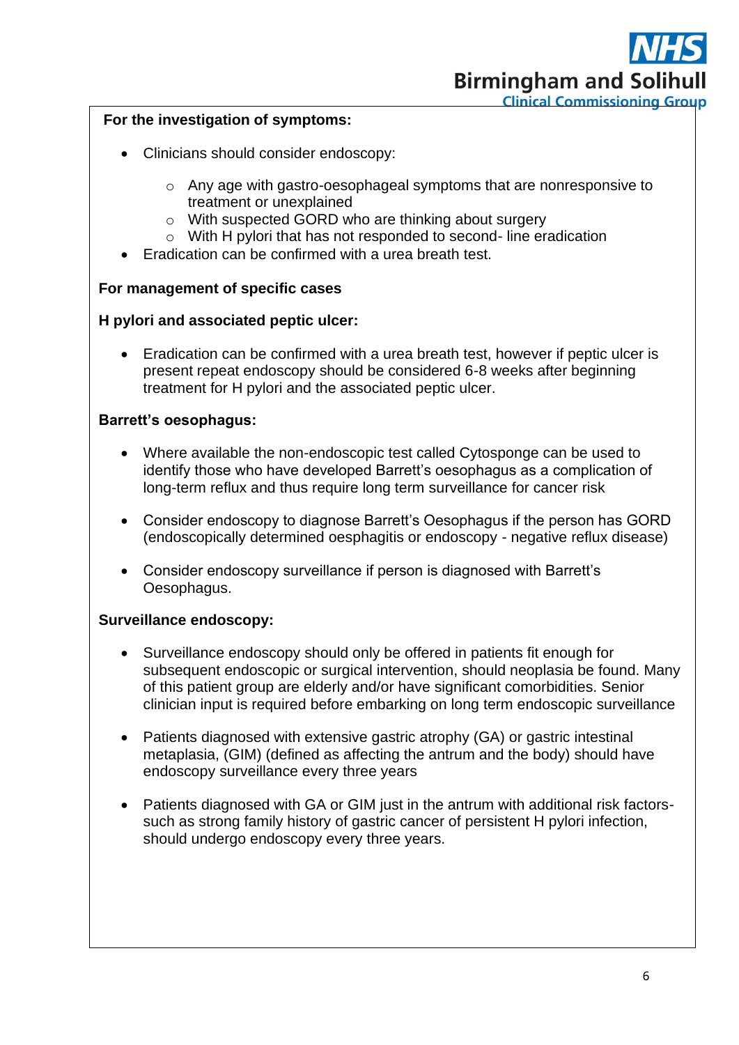**For the investigation of symptoms:**

- Clinicians should consider endoscopy:
    - Any age with gastro-oesophageal symptoms that are nonresponsive to treatment or unexplained
    - With suspected GORD who are thinking about surgery
    - With H pylori that has not responded to second- line eradication
- Eradication can be confirmed with a urea breath test.

**For management of specific cases**

**H pylori and associated peptic ulcer:**

- Eradication can be confirmed with a urea breath test, however if peptic ulcer is present repeat endoscopy should be considered 6-8 weeks after beginning treatment for H pylori and the associated peptic ulcer.

**Barrett's oesophagus:**

- Where available the non-endoscopic test called Cytosponge can be used to identify those who have developed Barrett's oesophagus as a complication of long-term reflux and thus require long term surveillance for cancer risk

- Consider endoscopy to diagnose Barrett's Oesophagus if the person has GORD (endoscopically determined oesphagitis or endoscopy - negative reflux disease)

- Consider endoscopy surveillance if person is diagnosed with Barrett's Oesophagus.

**Surveillance endoscopy:**

- Surveillance endoscopy should only be offered in patients fit enough for subsequent endoscopic or surgical intervention, should neoplasia be found. Many of this patient group are elderly and/or have significant comorbidities. Senior clinician input is required before embarking on long term endoscopic surveillance

- Patients diagnosed with extensive gastric atrophy (GA) or gastric intestinal metaplasia, (GIM) (defined as affecting the antrum and the body) should have endoscopy surveillance every three years

- Patients diagnosed with GA or GIM just in the antrum with additional risk factors- such as strong family history of gastric cancer of persistent H pylori infection, should undergo endoscopy every three years.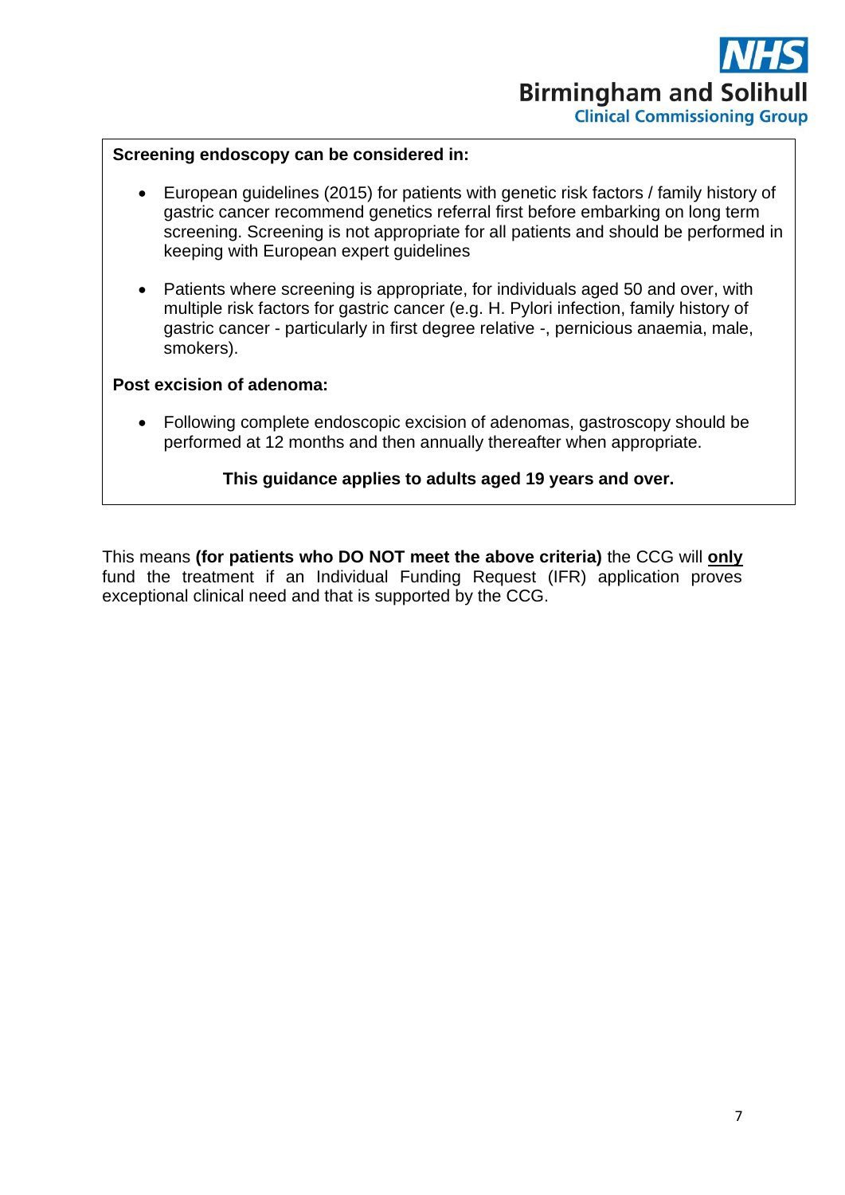**Screening endoscopy can be considered in:**

- European guidelines (2015) for patients with genetic risk factors / family history of gastric cancer recommend genetics referral first before embarking on long term screening. Screening is not appropriate for all patients and should be performed in keeping with European expert guidelines

- Patients where screening is appropriate, for individuals aged 50 and over, with multiple risk factors for gastric cancer (e.g. H. Pylori infection, family history of gastric cancer - particularly in first degree relative -, pernicious anaemia, male, smokers).

**Post excision of adenoma:**

- Following complete endoscopic excision of adenomas, gastroscopy should be performed at 12 months and then annually thereafter when appropriate.

**This guidance applies to adults aged 19 years and over.**

This means **(for patients who DO NOT meet the above criteria)** the CCG will **only** fund the treatment if an Individual Funding Request (IFR) application proves exceptional clinical need and that is supported by the CCG.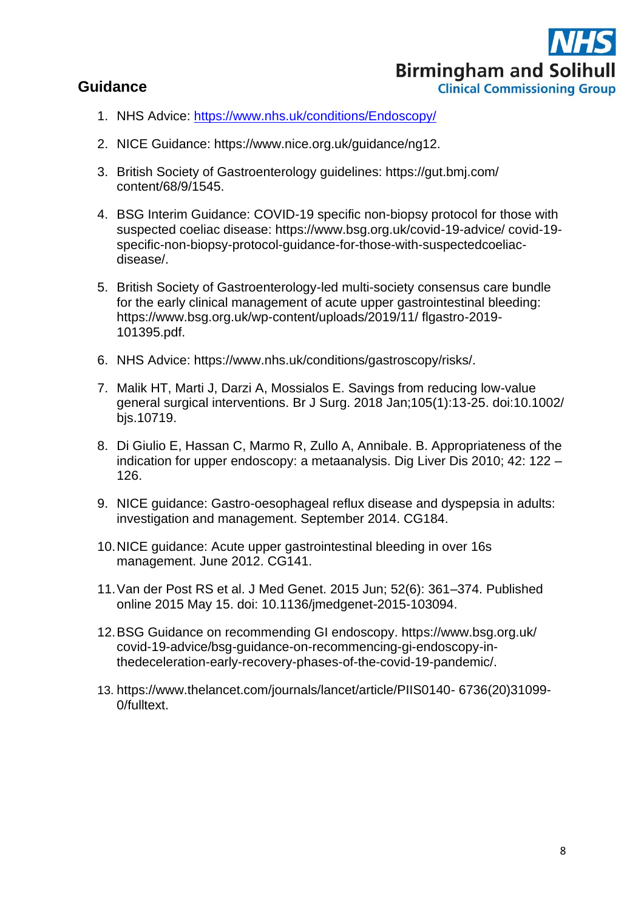## Guidance

1. NHS Advice: [https://www.nhs.uk/conditions/Endoscopy/](https://www.nhs.uk/conditions/Endoscopy/)
2. NICE Guidance: https://www.nice.org.uk/guidance/ng12.
3. British Society of Gastroenterology guidelines: https://gut.bmj.com/ content/68/9/1545.
4. BSG Interim Guidance: COVID-19 specific non-biopsy protocol for those with suspected coeliac disease: https://www.bsg.org.uk/covid-19-advice/ covid-19-specific-non-biopsy-protocol-guidance-for-those-with-suspectedcoeliac-disease/.
5. British Society of Gastroenterology-led multi-society consensus care bundle for the early clinical management of acute upper gastrointestinal bleeding: https://www.bsg.org.uk/wp-content/uploads/2019/11/ flgastro-2019-101395.pdf.
6. NHS Advice: https://www.nhs.uk/conditions/gastroscopy/risks/.
7. Malik HT, Marti J, Darzi A, Mossialos E. Savings from reducing low-value general surgical interventions. Br J Surg. 2018 Jan;105(1):13-25. doi:10.1002/ bjs.10719.
8. Di Giulio E, Hassan C, Marmo R, Zullo A, Annibale. B. Appropriateness of the indication for upper endoscopy: a metaanalysis. Dig Liver Dis 2010; 42: 122 – 126.
9. NICE guidance: Gastro-oesophageal reflux disease and dyspepsia in adults: investigation and management. September 2014. CG184.
10. NICE guidance: Acute upper gastrointestinal bleeding in over 16s management. June 2012. CG141.
11. Van der Post RS et al. J Med Genet. 2015 Jun; 52(6): 361–374. Published online 2015 May 15. doi: 10.1136/jmedgenet-2015-103094.
12. BSG Guidance on recommending GI endoscopy. https://www.bsg.org.uk/ covid-19-advice/bsg-guidance-on-recommencing-gi-endoscopy-in-thedeceleration-early-recovery-phases-of-the-covid-19-pandemic/.
13. https://www.thelancet.com/journals/lancet/article/PIIS0140- 6736(20)31099-0/fulltext.